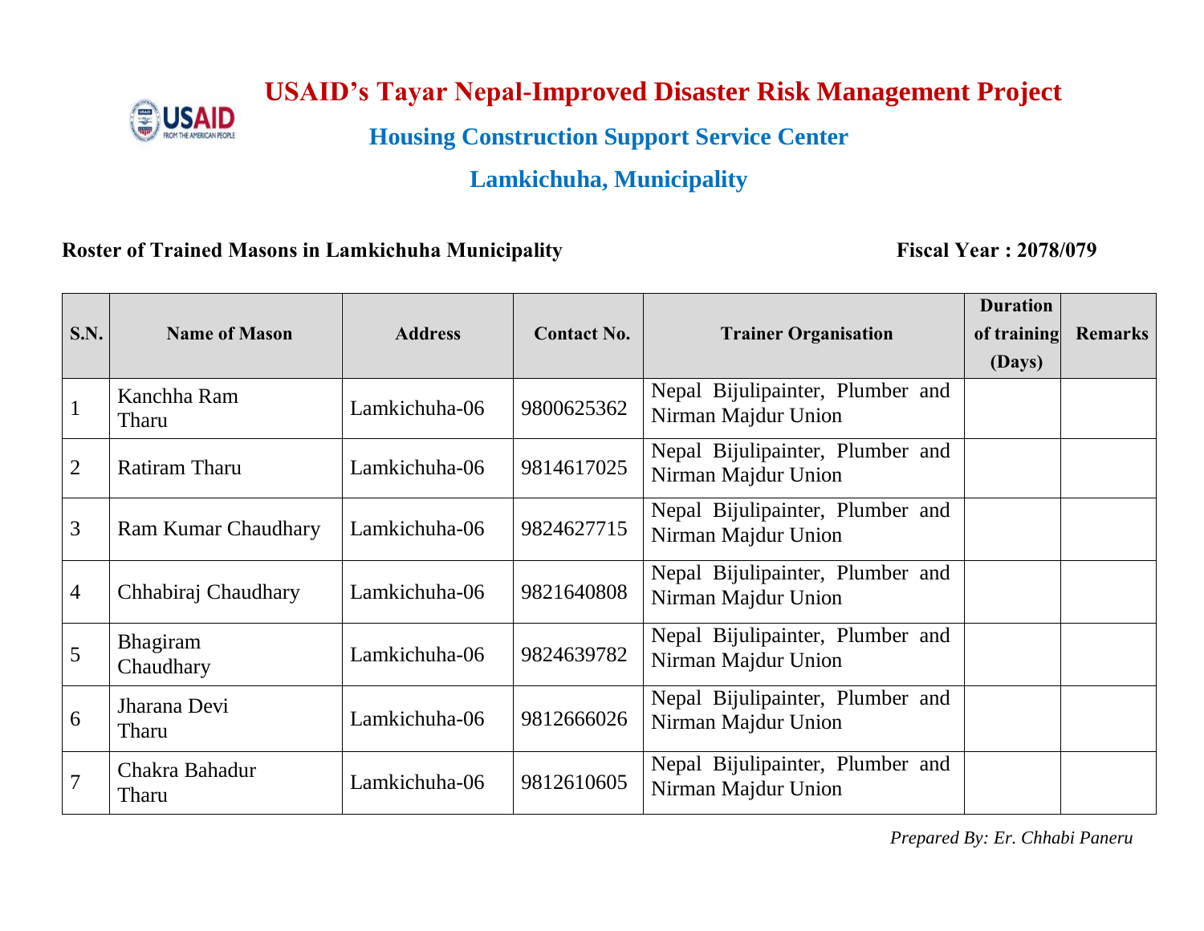# USAID's Tayar Nepal-Improved Disaster Risk Management Project

## Housing Construction Support Service Center

## Lamkichuha, Municipality

**Roster of Trained Masons in Lamkichuha Municipality** **Fiscal Year : 2078/079**

| S.N. | Name of Mason | Address | Contact No. | Trainer Organisation | Duration of training (Days) | Remarks |
|---|---|---|---|---|---|---|
| 1 | Kanchha Ram Tharu | Lamkichuha-06 | 9800625362 | Nepal Bijulipainter, Plumber and Nirman Majdur Union | | |
| 2 | Ratiram Tharu | Lamkichuha-06 | 9814617025 | Nepal Bijulipainter, Plumber and Nirman Majdur Union | | |
| 3 | Ram Kumar Chaudhary | Lamkichuha-06 | 9824627715 | Nepal Bijulipainter, Plumber and Nirman Majdur Union | | |
| 4 | Chhabiraj Chaudhary | Lamkichuha-06 | 9821640808 | Nepal Bijulipainter, Plumber and Nirman Majdur Union | | |
| 5 | Bhagiram Chaudhary | Lamkichuha-06 | 9824639782 | Nepal Bijulipainter, Plumber and Nirman Majdur Union | | |
| 6 | Jharana Devi Tharu | Lamkichuha-06 | 9812666026 | Nepal Bijulipainter, Plumber and Nirman Majdur Union | | |
| 7 | Chakra Bahadur Tharu | Lamkichuha-06 | 9812610605 | Nepal Bijulipainter, Plumber and Nirman Majdur Union | | |

*Prepared By: Er. Chhabi Paneru*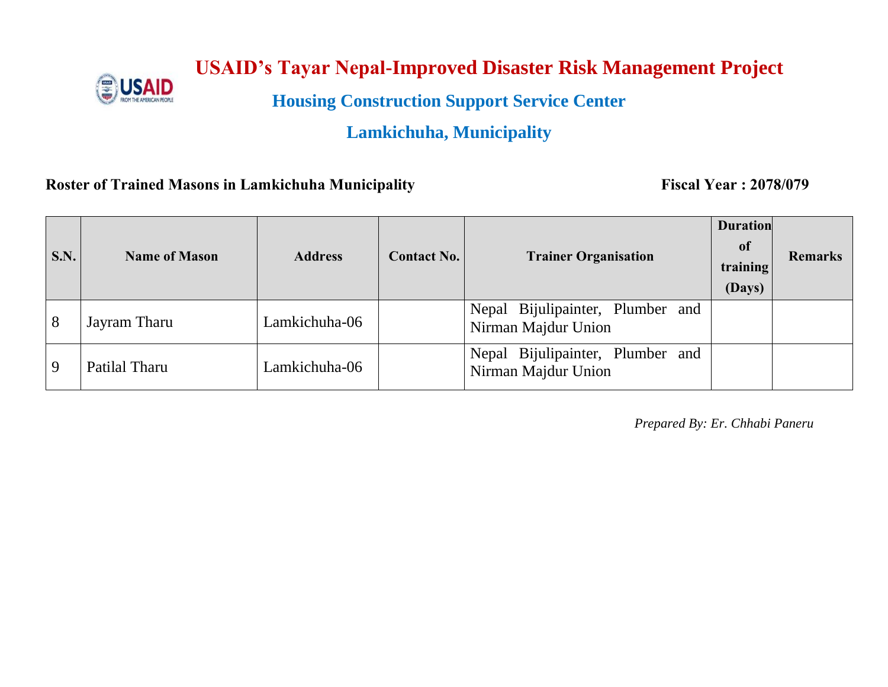# USAID's Tayar Nepal-Improved Disaster Risk Management Project

## Housing Construction Support Service Center

## Lamkichuha, Municipality

**Roster of Trained Masons in Lamkichuha Municipality** **Fiscal Year : 2078/079**

| S.N. | Name of Mason | Address | Contact No. | Trainer Organisation | Duration of training (Days) | Remarks |
|---|---|---|---|---|---|---|
| 8 | Jayram Tharu | Lamkichuha-06 | | Nepal Bijulipainter, Plumber and Nirman Majdur Union | | |
| 9 | Patilal Tharu | Lamkichuha-06 | | Nepal Bijulipainter, Plumber and Nirman Majdur Union | | |

*Prepared By: Er. Chhabi Paneru*